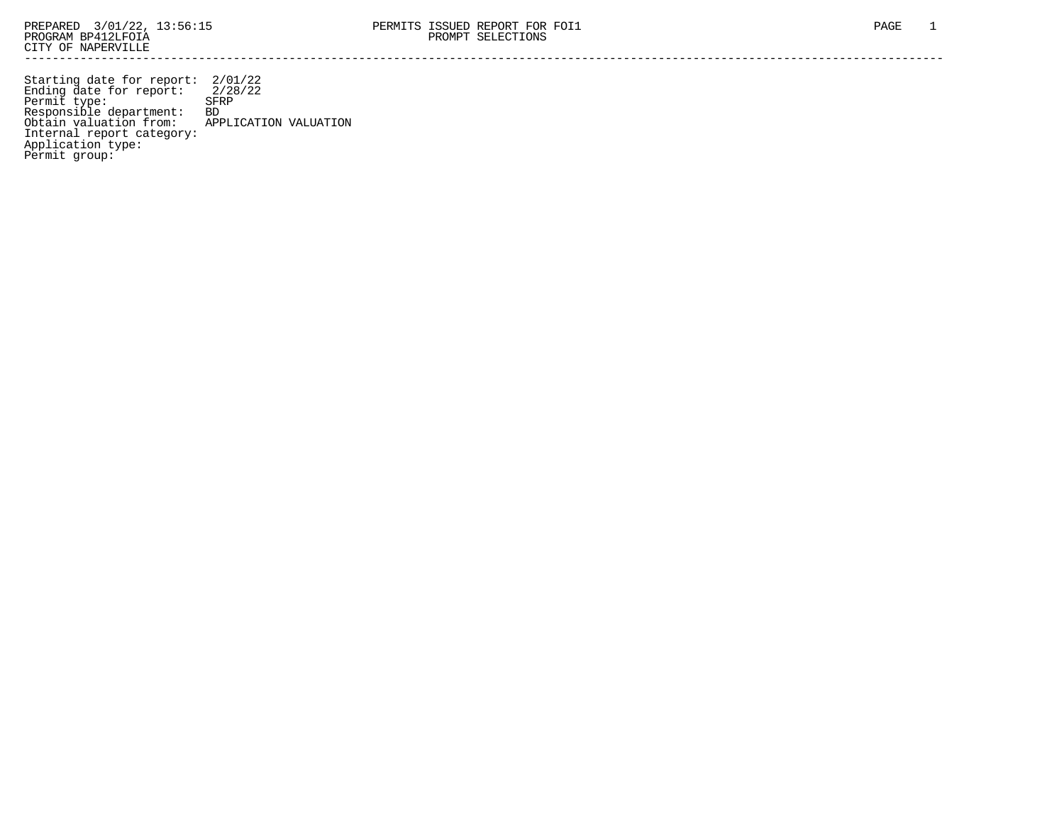PREPARED 3/01/22, 13:56:15 PERMITS ISSUED REPORT FOR FOI1

PROGRAM BP412LFOIA PROMPT SELECTIONS

CITY OF NAPERVILLE

---

```
Starting date for report:  2/01/22
Ending date for report:    2/28/22
Permit type:              SFRP
Responsible department:   BD
Obtain valuation from:    APPLICATION VALUATION
Internal report category:
Application type:
Permit group:
```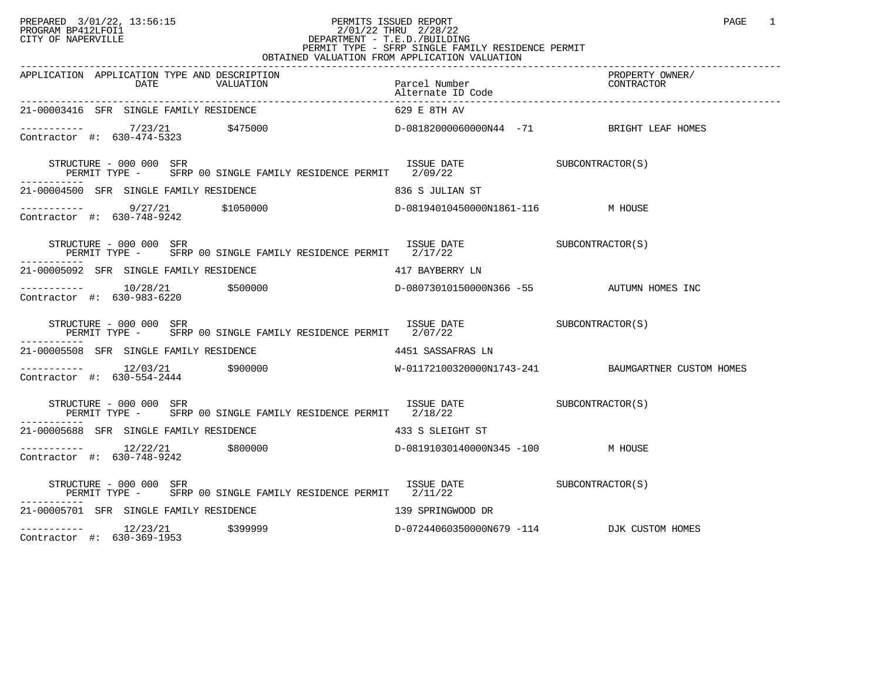PREPARED 3/01/22, 13:56:15
PROGRAM BP412LFOI1
CITY OF NAPERVILLE

# PERMITS ISSUED REPORT

2/01/22 THRU 2/28/22
DEPARTMENT - T.E.D./BUILDING
PERMIT TYPE - SFRP SINGLE FAMILY RESIDENCE PERMIT
OBTAINED VALUATION FROM APPLICATION VALUATION

| APPLICATION | APPLICATION TYPE AND DESCRIPTION DATE | VALUATION | Parcel Number / Alternate ID Code | PROPERTY OWNER/ CONTRACTOR |
|---|---|---|---|---|
| 21-00003416 SFR SINGLE FAMILY RESIDENCE | | | 629 E 8TH AV | |
| ----------- | 7/23/21 | $475000 | D-08182000060000N44 -71 | BRIGHT LEAF HOMES |
| Contractor #: 630-474-5323 | | | | |
| STRUCTURE - 000 000 SFR / PERMIT TYPE - SFRP 00 SINGLE FAMILY RESIDENCE PERMIT | | | ISSUE DATE 2/09/22 | SUBCONTRACTOR(S) |
| 21-00004500 SFR SINGLE FAMILY RESIDENCE | | | 836 S JULIAN ST | |
| ----------- | 9/27/21 | $1050000 | D-08194010450000N1861-116 | M HOUSE |
| Contractor #: 630-748-9242 | | | | |
| STRUCTURE - 000 000 SFR / PERMIT TYPE - SFRP 00 SINGLE FAMILY RESIDENCE PERMIT | | | ISSUE DATE 2/17/22 | SUBCONTRACTOR(S) |
| 21-00005092 SFR SINGLE FAMILY RESIDENCE | | | 417 BAYBERRY LN | |
| ----------- | 10/28/21 | $500000 | D-08073010150000N366 -55 | AUTUMN HOMES INC |
| Contractor #: 630-983-6220 | | | | |
| STRUCTURE - 000 000 SFR / PERMIT TYPE - SFRP 00 SINGLE FAMILY RESIDENCE PERMIT | | | ISSUE DATE 2/07/22 | SUBCONTRACTOR(S) |
| 21-00005508 SFR SINGLE FAMILY RESIDENCE | | | 4451 SASSAFRAS LN | |
| ----------- | 12/03/21 | $900000 | W-01172100320000N1743-241 | BAUMGARTNER CUSTOM HOMES |
| Contractor #: 630-554-2444 | | | | |
| STRUCTURE - 000 000 SFR / PERMIT TYPE - SFRP 00 SINGLE FAMILY RESIDENCE PERMIT | | | ISSUE DATE 2/18/22 | SUBCONTRACTOR(S) |
| 21-00005688 SFR SINGLE FAMILY RESIDENCE | | | 433 S SLEIGHT ST | |
| ----------- | 12/22/21 | $800000 | D-08191030140000N345 -100 | M HOUSE |
| Contractor #: 630-748-9242 | | | | |
| STRUCTURE - 000 000 SFR / PERMIT TYPE - SFRP 00 SINGLE FAMILY RESIDENCE PERMIT | | | ISSUE DATE 2/11/22 | SUBCONTRACTOR(S) |
| 21-00005701 SFR SINGLE FAMILY RESIDENCE | | | 139 SPRINGWOOD DR | |
| ----------- | 12/23/21 | $399999 | D-07244060350000N679 -114 | DJK CUSTOM HOMES |
| Contractor #: 630-369-1953 | | | | |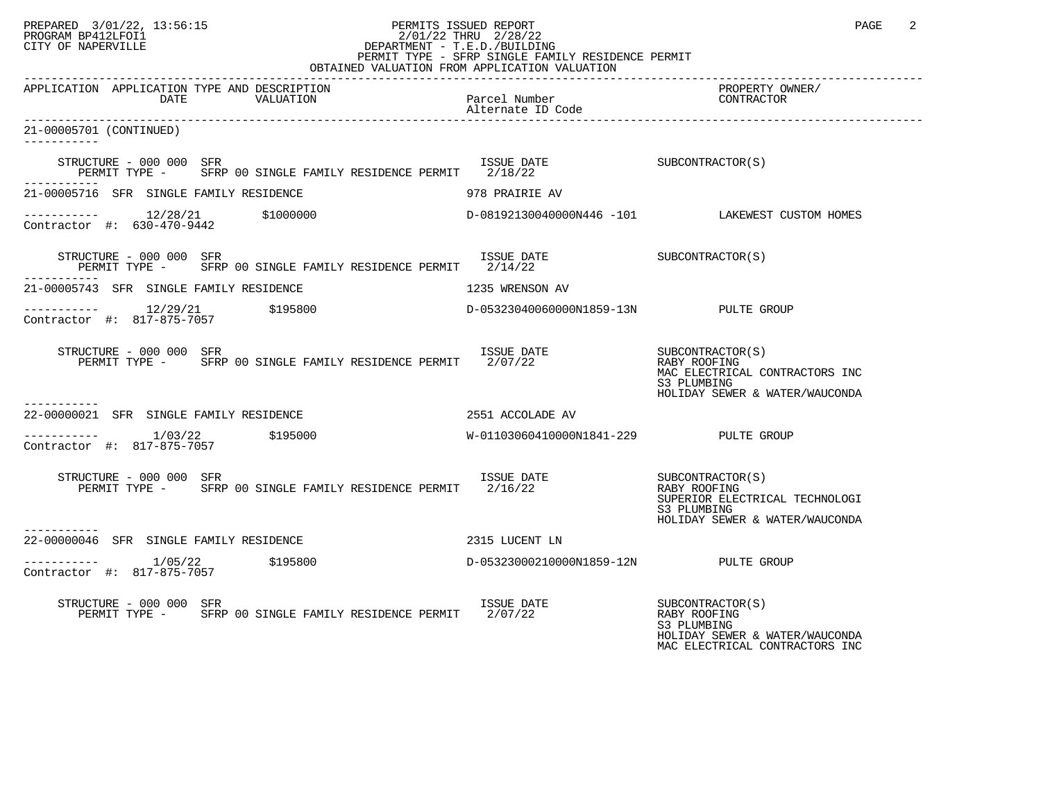| APPLICATION | APPLICATION TYPE AND DESCRIPTION DATE | VALUATION | Parcel Number Alternate ID Code | PROPERTY OWNER/ CONTRACTOR |
|---|---|---|---|---|

**21-00005701 (CONTINUED)**

STRUCTURE - 000 000 SFR
PERMIT TYPE - SFRP 00 SINGLE FAMILY RESIDENCE PERMIT — ISSUE DATE 2/18/22 — SUBCONTRACTOR(S)

---

**21-00005716 SFR SINGLE FAMILY RESIDENCE** — 978 PRAIRIE AV

12/28/21 — $1000000 — D-08192130040000N446 -101 — LAKEWEST CUSTOM HOMES
Contractor #: 630-470-9442

STRUCTURE - 000 000 SFR
PERMIT TYPE - SFRP 00 SINGLE FAMILY RESIDENCE PERMIT — ISSUE DATE 2/14/22 — SUBCONTRACTOR(S)

---

**21-00005743 SFR SINGLE FAMILY RESIDENCE** — 1235 WRENSON AV

12/29/21 — $195800 — D-05323040060000N1859-13N — PULTE GROUP
Contractor #: 817-875-7057

STRUCTURE - 000 000 SFR
PERMIT TYPE - SFRP 00 SINGLE FAMILY RESIDENCE PERMIT — ISSUE DATE 2/07/22 — SUBCONTRACTOR(S)
- RABY ROOFING
- MAC ELECTRICAL CONTRACTORS INC
- S3 PLUMBING
- HOLIDAY SEWER & WATER/WAUCONDA

---

**22-00000021 SFR SINGLE FAMILY RESIDENCE** — 2551 ACCOLADE AV

1/03/22 — $195000 — W-01103060410000N1841-229 — PULTE GROUP
Contractor #: 817-875-7057

STRUCTURE - 000 000 SFR
PERMIT TYPE - SFRP 00 SINGLE FAMILY RESIDENCE PERMIT — ISSUE DATE 2/16/22 — SUBCONTRACTOR(S)
- RABY ROOFING
- SUPERIOR ELECTRICAL TECHNOLOGI
- S3 PLUMBING
- HOLIDAY SEWER & WATER/WAUCONDA

---

**22-00000046 SFR SINGLE FAMILY RESIDENCE** — 2315 LUCENT LN

1/05/22 — $195800 — D-05323000210000N1859-12N — PULTE GROUP
Contractor #: 817-875-7057

STRUCTURE - 000 000 SFR
PERMIT TYPE - SFRP 00 SINGLE FAMILY RESIDENCE PERMIT — ISSUE DATE 2/07/22 — SUBCONTRACTOR(S)
- RABY ROOFING
- S3 PLUMBING
- HOLIDAY SEWER & WATER/WAUCONDA
- MAC ELECTRICAL CONTRACTORS INC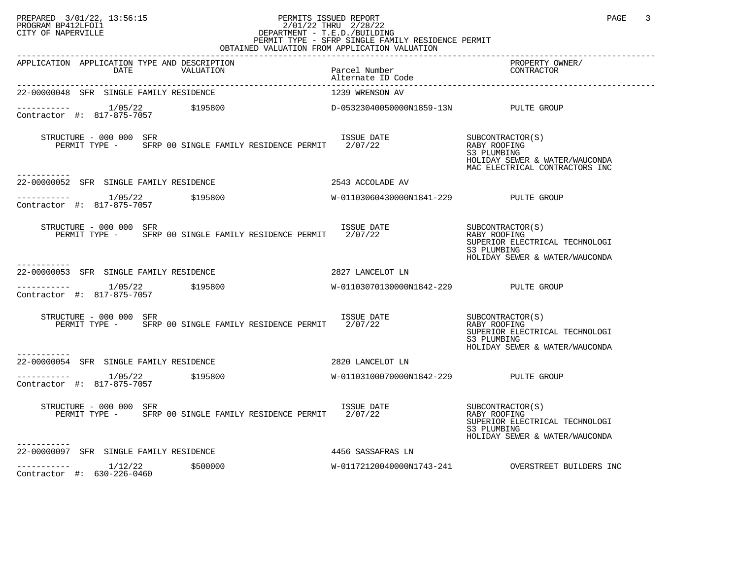PREPARED 3/01/22, 13:56:15
PROGRAM BP412LFOI1
CITY OF NAPERVILLE

PERMITS ISSUED REPORT
2/01/22 THRU 2/28/22
DEPARTMENT - T.E.D./BUILDING
PERMIT TYPE - SFRP SINGLE FAMILY RESIDENCE PERMIT
OBTAINED VALUATION FROM APPLICATION VALUATION

| APPLICATION | APPLICATION TYPE AND DESCRIPTION DATE | VALUATION | Parcel Number / Alternate ID Code | PROPERTY OWNER/ CONTRACTOR |
|---|---|---|---|---|
| 22-00000048 | SFR SINGLE FAMILY RESIDENCE | | 1239 WRENSON AV | |
| ----------- | 1/05/22 | $195800 | D-05323040050000N1859-13N | PULTE GROUP |
| Contractor #: 817-875-7057 | | | | |
| STRUCTURE - 000 000 SFR | PERMIT TYPE - SFRP 00 SINGLE FAMILY RESIDENCE PERMIT | | ISSUE DATE 2/07/22 | SUBCONTRACTOR(S): RABY ROOFING; S3 PLUMBING; HOLIDAY SEWER & WATER/WAUCONDA; MAC ELECTRICAL CONTRACTORS INC |
| 22-00000052 | SFR SINGLE FAMILY RESIDENCE | | 2543 ACCOLADE AV | |
| ----------- | 1/05/22 | $195800 | W-01103060430000N1841-229 | PULTE GROUP |
| Contractor #: 817-875-7057 | | | | |
| STRUCTURE - 000 000 SFR | PERMIT TYPE - SFRP 00 SINGLE FAMILY RESIDENCE PERMIT | | ISSUE DATE 2/07/22 | SUBCONTRACTOR(S): RABY ROOFING; SUPERIOR ELECTRICAL TECHNOLOGI; S3 PLUMBING; HOLIDAY SEWER & WATER/WAUCONDA |
| 22-00000053 | SFR SINGLE FAMILY RESIDENCE | | 2827 LANCELOT LN | |
| ----------- | 1/05/22 | $195800 | W-01103070130000N1842-229 | PULTE GROUP |
| Contractor #: 817-875-7057 | | | | |
| STRUCTURE - 000 000 SFR | PERMIT TYPE - SFRP 00 SINGLE FAMILY RESIDENCE PERMIT | | ISSUE DATE 2/07/22 | SUBCONTRACTOR(S): RABY ROOFING; SUPERIOR ELECTRICAL TECHNOLOGI; S3 PLUMBING; HOLIDAY SEWER & WATER/WAUCONDA |
| 22-00000054 | SFR SINGLE FAMILY RESIDENCE | | 2820 LANCELOT LN | |
| ----------- | 1/05/22 | $195800 | W-01103100070000N1842-229 | PULTE GROUP |
| Contractor #: 817-875-7057 | | | | |
| STRUCTURE - 000 000 SFR | PERMIT TYPE - SFRP 00 SINGLE FAMILY RESIDENCE PERMIT | | ISSUE DATE 2/07/22 | SUBCONTRACTOR(S): RABY ROOFING; SUPERIOR ELECTRICAL TECHNOLOGI; S3 PLUMBING; HOLIDAY SEWER & WATER/WAUCONDA |
| 22-00000097 | SFR SINGLE FAMILY RESIDENCE | | 4456 SASSAFRAS LN | |
| ----------- | 1/12/22 | $500000 | W-01172120040000N1743-241 | OVERSTREET BUILDERS INC |
| Contractor #: 630-226-0460 | | | | |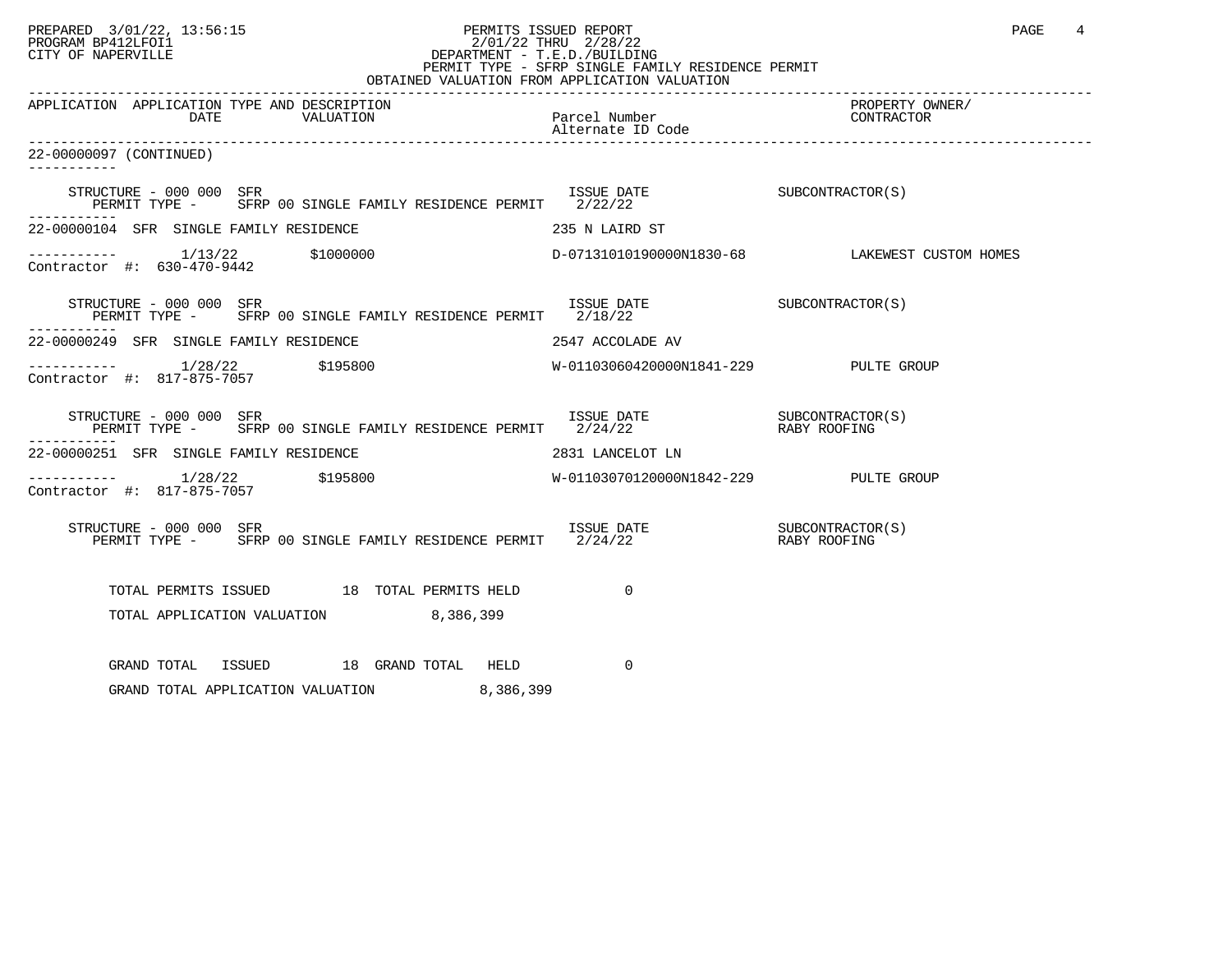PERMITS ISSUED REPORT
2/01/22 THRU 2/28/22
DEPARTMENT - T.E.D./BUILDING
PERMIT TYPE - SFRP SINGLE FAMILY RESIDENCE PERMIT
OBTAINED VALUATION FROM APPLICATION VALUATION

| APPLICATION | APPLICATION TYPE AND DESCRIPTION / DATE | VALUATION | Parcel Number / Alternate ID Code | PROPERTY OWNER/ CONTRACTOR |
|---|---|---|---|---|

22-00000097 (CONTINUED)

STRUCTURE - 000 000 SFR
PERMIT TYPE - SFRP 00 SINGLE FAMILY RESIDENCE PERMIT — ISSUE DATE 2/22/22 — SUBCONTRACTOR(S)

22-00000104 SFR SINGLE FAMILY RESIDENCE — 235 N LAIRD ST
1/13/22 — $1000000 — D-07131010190000N1830-68 — LAKEWEST CUSTOM HOMES
Contractor #: 630-470-9442

STRUCTURE - 000 000 SFR
PERMIT TYPE - SFRP 00 SINGLE FAMILY RESIDENCE PERMIT — ISSUE DATE 2/18/22 — SUBCONTRACTOR(S)

22-00000249 SFR SINGLE FAMILY RESIDENCE — 2547 ACCOLADE AV
1/28/22 — $195800 — W-01103060420000N1841-229 — PULTE GROUP
Contractor #: 817-875-7057

STRUCTURE - 000 000 SFR
PERMIT TYPE - SFRP 00 SINGLE FAMILY RESIDENCE PERMIT — ISSUE DATE 2/24/22 — SUBCONTRACTOR(S) RABY ROOFING

22-00000251 SFR SINGLE FAMILY RESIDENCE — 2831 LANCELOT LN
1/28/22 — $195800 — W-01103070120000N1842-229 — PULTE GROUP
Contractor #: 817-875-7057

STRUCTURE - 000 000 SFR
PERMIT TYPE - SFRP 00 SINGLE FAMILY RESIDENCE PERMIT — ISSUE DATE 2/24/22 — SUBCONTRACTOR(S) RABY ROOFING

TOTAL PERMITS ISSUED 18 TOTAL PERMITS HELD 0

TOTAL APPLICATION VALUATION 8,386,399

GRAND TOTAL ISSUED 18 GRAND TOTAL HELD 0

GRAND TOTAL APPLICATION VALUATION 8,386,399